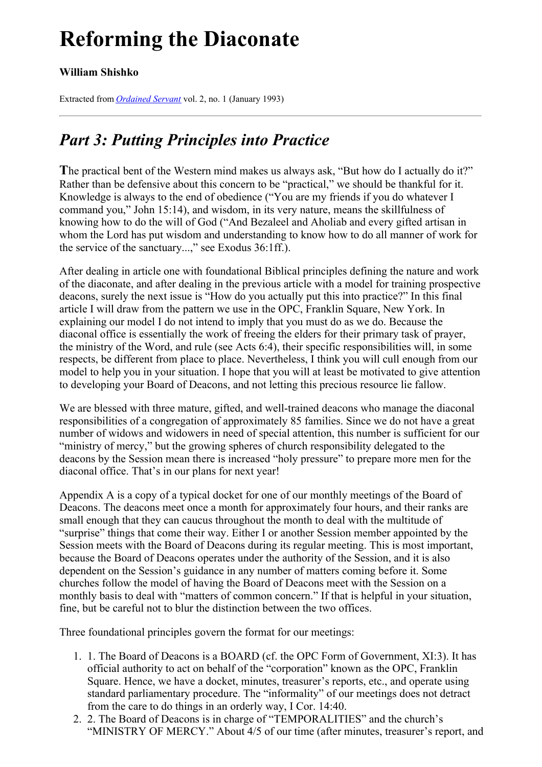# Reforming the Diaconate

**William Shishko**

Extracted from *Ordained Servant* vol. 2, no. 1 (January 1993)

---

## *Part 3: Putting Principles into Practice*

The practical bent of the Western mind makes us always ask, "But how do I actually do it?" Rather than be defensive about this concern to be "practical," we should be thankful for it. Knowledge is always to the end of obedience ("You are my friends if you do whatever I command you," John 15:14), and wisdom, in its very nature, means the skillfulness of knowing how to do the will of God ("And Bezaleel and Aholiab and every gifted artisan in whom the Lord has put wisdom and understanding to know how to do all manner of work for the service of the sanctuary...," see Exodus 36:1ff.).

After dealing in article one with foundational Biblical principles defining the nature and work of the diaconate, and after dealing in the previous article with a model for training prospective deacons, surely the next issue is "How do you actually put this into practice?" In this final article I will draw from the pattern we use in the OPC, Franklin Square, New York. In explaining our model I do not intend to imply that you must do as we do. Because the diaconal office is essentially the work of freeing the elders for their primary task of prayer, the ministry of the Word, and rule (see Acts 6:4), their specific responsibilities will, in some respects, be different from place to place. Nevertheless, I think you will cull enough from our model to help you in your situation. I hope that you will at least be motivated to give attention to developing your Board of Deacons, and not letting this precious resource lie fallow.

We are blessed with three mature, gifted, and well-trained deacons who manage the diaconal responsibilities of a congregation of approximately 85 families. Since we do not have a great number of widows and widowers in need of special attention, this number is sufficient for our "ministry of mercy," but the growing spheres of church responsibility delegated to the deacons by the Session mean there is increased "holy pressure" to prepare more men for the diaconal office. That's in our plans for next year!

Appendix A is a copy of a typical docket for one of our monthly meetings of the Board of Deacons. The deacons meet once a month for approximately four hours, and their ranks are small enough that they can caucus throughout the month to deal with the multitude of "surprise" things that come their way. Either I or another Session member appointed by the Session meets with the Board of Deacons during its regular meeting. This is most important, because the Board of Deacons operates under the authority of the Session, and it is also dependent on the Session's guidance in any number of matters coming before it. Some churches follow the model of having the Board of Deacons meet with the Session on a monthly basis to deal with "matters of common concern." If that is helpful in your situation, fine, but be careful not to blur the distinction between the two offices.

Three foundational principles govern the format for our meetings:

1. 1. The Board of Deacons is a BOARD (cf. the OPC Form of Government, XI:3). It has official authority to act on behalf of the "corporation" known as the OPC, Franklin Square. Hence, we have a docket, minutes, treasurer's reports, etc., and operate using standard parliamentary procedure. The "informality" of our meetings does not detract from the care to do things in an orderly way, I Cor. 14:40.
2. 2. The Board of Deacons is in charge of "TEMPORALITIES" and the church's "MINISTRY OF MERCY." About 4/5 of our time (after minutes, treasurer's report, and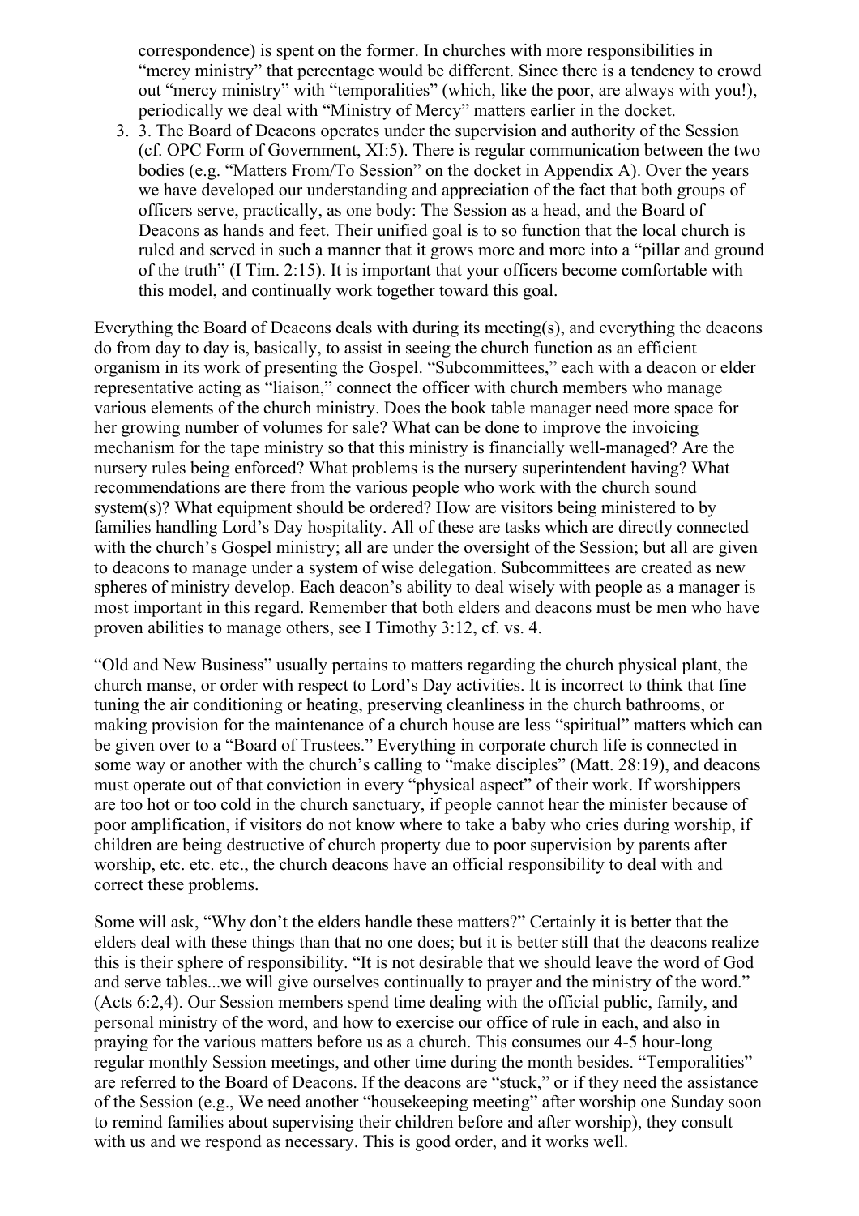correspondence) is spent on the former. In churches with more responsibilities in "mercy ministry" that percentage would be different. Since there is a tendency to crowd out "mercy ministry" with "temporalities" (which, like the poor, are always with you!), periodically we deal with "Ministry of Mercy" matters earlier in the docket.

3. 3. The Board of Deacons operates under the supervision and authority of the Session (cf. OPC Form of Government, XI:5). There is regular communication between the two bodies (e.g. "Matters From/To Session" on the docket in Appendix A). Over the years we have developed our understanding and appreciation of the fact that both groups of officers serve, practically, as one body: The Session as a head, and the Board of Deacons as hands and feet. Their unified goal is to so function that the local church is ruled and served in such a manner that it grows more and more into a "pillar and ground of the truth" (I Tim. 2:15). It is important that your officers become comfortable with this model, and continually work together toward this goal.

Everything the Board of Deacons deals with during its meeting(s), and everything the deacons do from day to day is, basically, to assist in seeing the church function as an efficient organism in its work of presenting the Gospel. "Subcommittees," each with a deacon or elder representative acting as "liaison," connect the officer with church members who manage various elements of the church ministry. Does the book table manager need more space for her growing number of volumes for sale? What can be done to improve the invoicing mechanism for the tape ministry so that this ministry is financially well-managed? Are the nursery rules being enforced? What problems is the nursery superintendent having? What recommendations are there from the various people who work with the church sound system(s)? What equipment should be ordered? How are visitors being ministered to by families handling Lord's Day hospitality. All of these are tasks which are directly connected with the church's Gospel ministry; all are under the oversight of the Session; but all are given to deacons to manage under a system of wise delegation. Subcommittees are created as new spheres of ministry develop. Each deacon's ability to deal wisely with people as a manager is most important in this regard. Remember that both elders and deacons must be men who have proven abilities to manage others, see I Timothy 3:12, cf. vs. 4.

"Old and New Business" usually pertains to matters regarding the church physical plant, the church manse, or order with respect to Lord's Day activities. It is incorrect to think that fine tuning the air conditioning or heating, preserving cleanliness in the church bathrooms, or making provision for the maintenance of a church house are less "spiritual" matters which can be given over to a "Board of Trustees." Everything in corporate church life is connected in some way or another with the church's calling to "make disciples" (Matt. 28:19), and deacons must operate out of that conviction in every "physical aspect" of their work. If worshippers are too hot or too cold in the church sanctuary, if people cannot hear the minister because of poor amplification, if visitors do not know where to take a baby who cries during worship, if children are being destructive of church property due to poor supervision by parents after worship, etc. etc. etc., the church deacons have an official responsibility to deal with and correct these problems.

Some will ask, "Why don't the elders handle these matters?" Certainly it is better that the elders deal with these things than that no one does; but it is better still that the deacons realize this is their sphere of responsibility. "It is not desirable that we should leave the word of God and serve tables...we will give ourselves continually to prayer and the ministry of the word." (Acts 6:2,4). Our Session members spend time dealing with the official public, family, and personal ministry of the word, and how to exercise our office of rule in each, and also in praying for the various matters before us as a church. This consumes our 4-5 hour-long regular monthly Session meetings, and other time during the month besides. "Temporalities" are referred to the Board of Deacons. If the deacons are "stuck," or if they need the assistance of the Session (e.g., We need another "housekeeping meeting" after worship one Sunday soon to remind families about supervising their children before and after worship), they consult with us and we respond as necessary. This is good order, and it works well.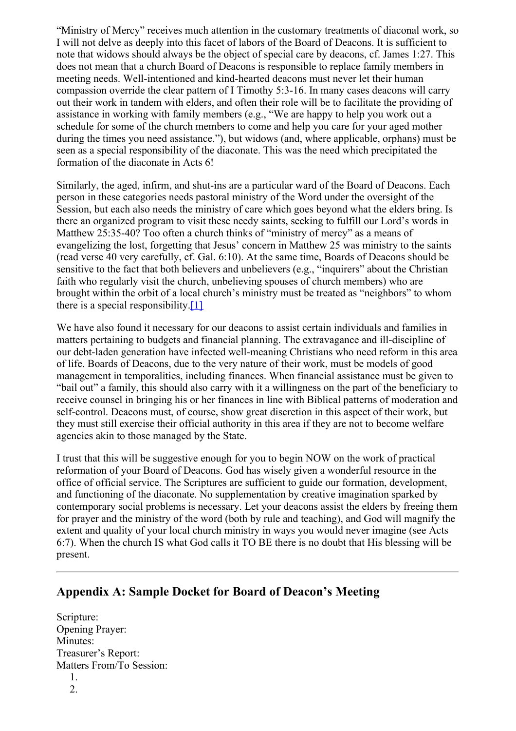"Ministry of Mercy" receives much attention in the customary treatments of diaconal work, so I will not delve as deeply into this facet of labors of the Board of Deacons. It is sufficient to note that widows should always be the object of special care by deacons, cf. James 1:27. This does not mean that a church Board of Deacons is responsible to replace family members in meeting needs. Well-intentioned and kind-hearted deacons must never let their human compassion override the clear pattern of I Timothy 5:3-16. In many cases deacons will carry out their work in tandem with elders, and often their role will be to facilitate the providing of assistance in working with family members (e.g., "We are happy to help you work out a schedule for some of the church members to come and help you care for your aged mother during the times you need assistance."), but widows (and, where applicable, orphans) must be seen as a special responsibility of the diaconate. This was the need which precipitated the formation of the diaconate in Acts 6!

Similarly, the aged, infirm, and shut-ins are a particular ward of the Board of Deacons. Each person in these categories needs pastoral ministry of the Word under the oversight of the Session, but each also needs the ministry of care which goes beyond what the elders bring. Is there an organized program to visit these needy saints, seeking to fulfill our Lord's words in Matthew 25:35-40? Too often a church thinks of "ministry of mercy" as a means of evangelizing the lost, forgetting that Jesus' concern in Matthew 25 was ministry to the saints (read verse 40 very carefully, cf. Gal. 6:10). At the same time, Boards of Deacons should be sensitive to the fact that both believers and unbelievers (e.g., "inquirers" about the Christian faith who regularly visit the church, unbelieving spouses of church members) who are brought within the orbit of a local church's ministry must be treated as "neighbors" to whom there is a special responsibility.[1]

We have also found it necessary for our deacons to assist certain individuals and families in matters pertaining to budgets and financial planning. The extravagance and ill-discipline of our debt-laden generation have infected well-meaning Christians who need reform in this area of life. Boards of Deacons, due to the very nature of their work, must be models of good management in temporalities, including finances. When financial assistance must be given to "bail out" a family, this should also carry with it a willingness on the part of the beneficiary to receive counsel in bringing his or her finances in line with Biblical patterns of moderation and self-control. Deacons must, of course, show great discretion in this aspect of their work, but they must still exercise their official authority in this area if they are not to become welfare agencies akin to those managed by the State.

I trust that this will be suggestive enough for you to begin NOW on the work of practical reformation of your Board of Deacons. God has wisely given a wonderful resource in the office of official service. The Scriptures are sufficient to guide our formation, development, and functioning of the diaconate. No supplementation by creative imagination sparked by contemporary social problems is necessary. Let your deacons assist the elders by freeing them for prayer and the ministry of the word (both by rule and teaching), and God will magnify the extent and quality of your local church ministry in ways you would never imagine (see Acts 6:7). When the church IS what God calls it TO BE there is no doubt that His blessing will be present.

---

## Appendix A: Sample Docket for Board of Deacon's Meeting

Scripture:
Opening Prayer:
Minutes:
Treasurer's Report:
Matters From/To Session:

1. 
2.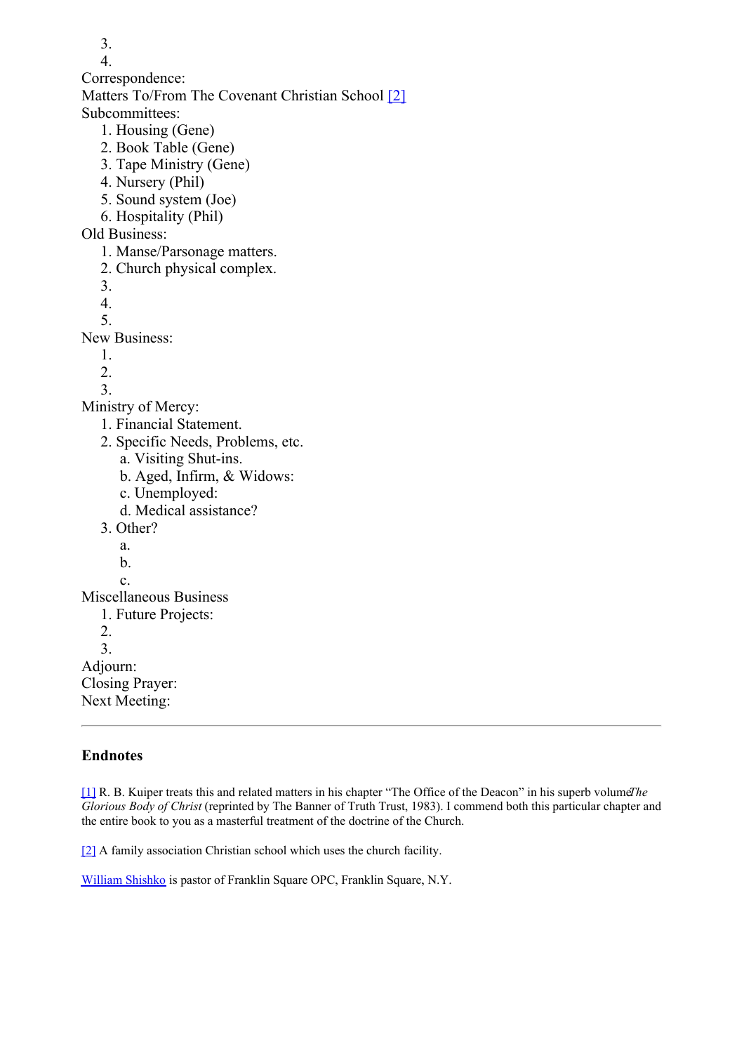3.
4.

Correspondence:
Matters To/From The Covenant Christian School [2]

Subcommittees:

1. Housing (Gene)
2. Book Table (Gene)
3. Tape Ministry (Gene)
4. Nursery (Phil)
5. Sound system (Joe)
6. Hospitality (Phil)

Old Business:

1. Manse/Parsonage matters.
2. Church physical complex.
3.
4.
5.

New Business:

1.
2.
3.

Ministry of Mercy:

1. Financial Statement.
2. Specific Needs, Problems, etc.
   a. Visiting Shut-ins.
   b. Aged, Infirm, & Widows:
   c. Unemployed:
   d. Medical assistance?
3. Other?
   a.
   b.
   c.

Miscellaneous Business

1. Future Projects:
2.
3.

Adjourn:
Closing Prayer:
Next Meeting:

---

### Endnotes

[1] R. B. Kuiper treats this and related matters in his chapter "The Office of the Deacon" in his superb volume *The Glorious Body of Christ* (reprinted by The Banner of Truth Trust, 1983). I commend both this particular chapter and the entire book to you as a masterful treatment of the doctrine of the Church.

[2] A family association Christian school which uses the church facility.

William Shishko is pastor of Franklin Square OPC, Franklin Square, N.Y.